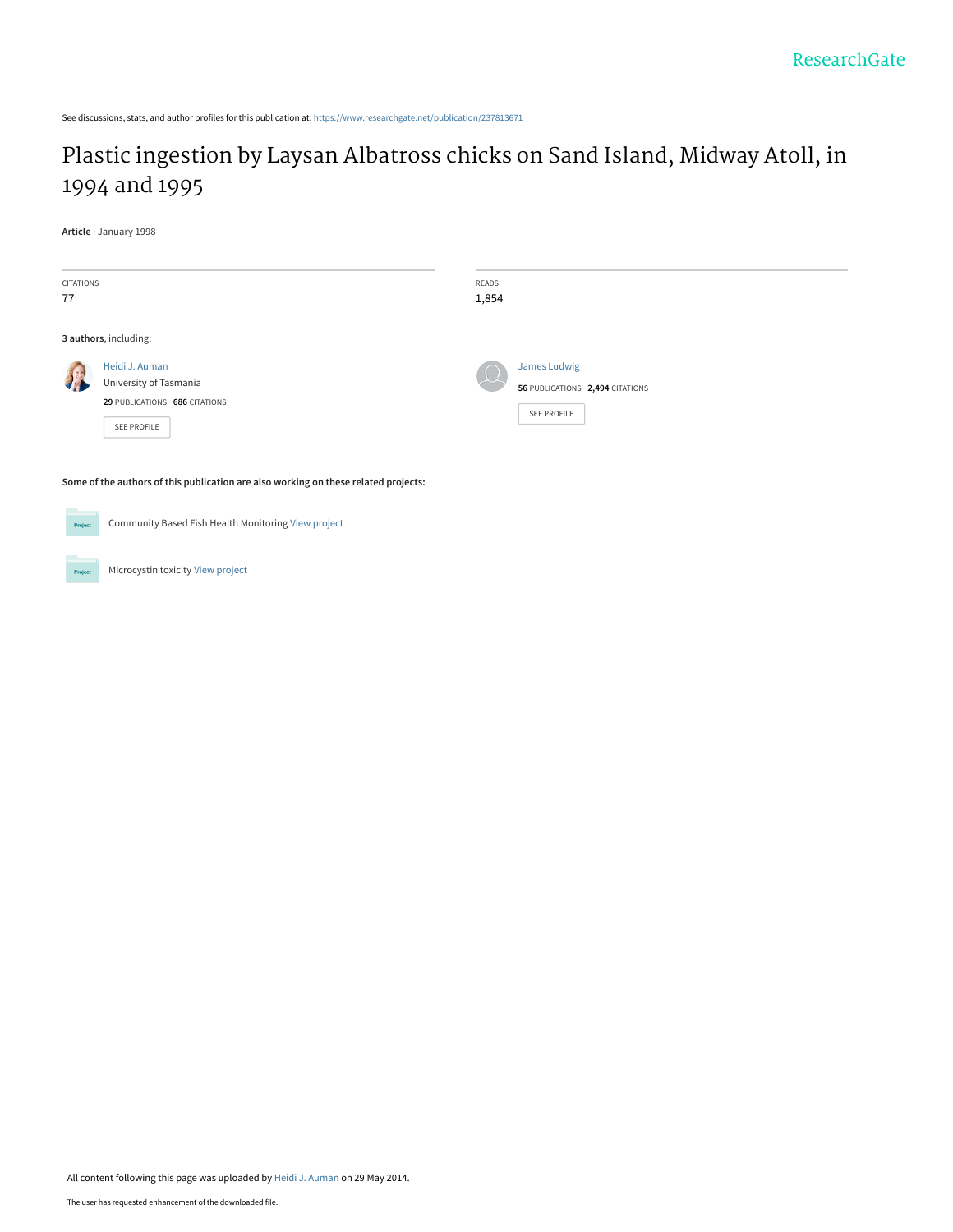ResearchGate

See discussions, stats, and author profiles for this publication at: https://www.researchgate.net/publication/237813671

# Plastic ingestion by Laysan Albatross chicks on Sand Island, Midway Atoll, in 1994 and 1995

**Article** · January 1998

CITATIONS
77

READS
1,854

**3 authors**, including:

Heidi J. Auman
University of Tasmania
**29** PUBLICATIONS **686** CITATIONS
SEE PROFILE

James Ludwig
**56** PUBLICATIONS **2,494** CITATIONS
SEE PROFILE

**Some of the authors of this publication are also working on these related projects:**

Community Based Fish Health Monitoring View project

Microcystin toxicity View project

All content following this page was uploaded by Heidi J. Auman on 29 May 2014.

The user has requested enhancement of the downloaded file.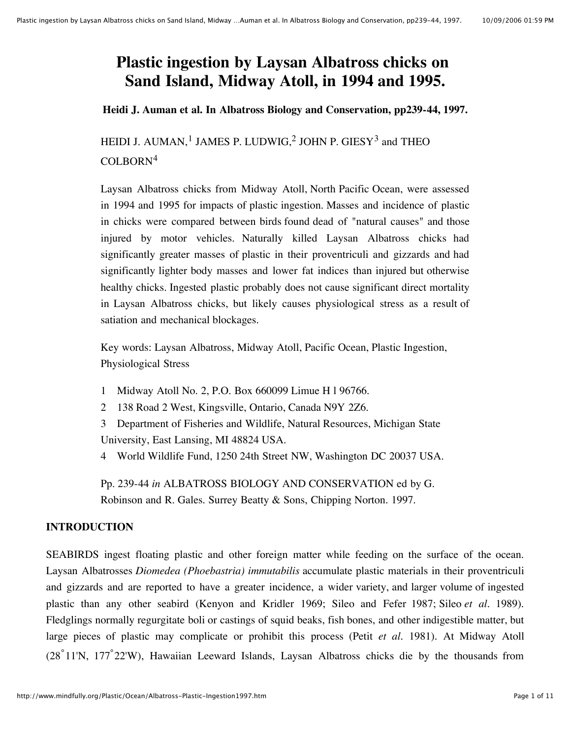# Plastic ingestion by Laysan Albatross chicks on Sand Island, Midway Atoll, in 1994 and 1995.

**Heidi J. Auman et al. In Albatross Biology and Conservation, pp239-44, 1997.**

HEIDI J. AUMAN,[1] JAMES P. LUDWIG,[2] JOHN P. GIESY[3] and THEO COLBORN[4]

Laysan Albatross chicks from Midway Atoll, North Pacific Ocean, were assessed in 1994 and 1995 for impacts of plastic ingestion. Masses and incidence of plastic in chicks were compared between birds found dead of "natural causes" and those injured by motor vehicles. Naturally killed Laysan Albatross chicks had significantly greater masses of plastic in their proventriculi and gizzards and had significantly lighter body masses and lower fat indices than injured but otherwise healthy chicks. Ingested plastic probably does not cause significant direct mortality in Laysan Albatross chicks, but likely causes physiological stress as a result of satiation and mechanical blockages.

Key words: Laysan Albatross, Midway Atoll, Pacific Ocean, Plastic Ingestion, Physiological Stress

1 Midway Atoll No. 2, P.O. Box 660099 Limue H l 96766.

2 138 Road 2 West, Kingsville, Ontario, Canada N9Y 2Z6.

3 Department of Fisheries and Wildlife, Natural Resources, Michigan State University, East Lansing, MI 48824 USA.

4 World Wildlife Fund, 1250 24th Street NW, Washington DC 20037 USA.

Pp. 239-44 *in* ALBATROSS BIOLOGY AND CONSERVATION ed by G. Robinson and R. Gales. Surrey Beatty & Sons, Chipping Norton. 1997.

## INTRODUCTION

SEABIRDS ingest floating plastic and other foreign matter while feeding on the surface of the ocean. Laysan Albatrosses *Diomedea (Phoebastria) immutabilis* accumulate plastic materials in their proventriculi and gizzards and are reported to have a greater incidence, a wider variety, and larger volume of ingested plastic than any other seabird (Kenyon and Kridler 1969; Sileo and Fefer 1987; Sileo *et al*. 1989). Fledglings normally regurgitate boli or castings of squid beaks, fish bones, and other indigestible matter, but large pieces of plastic may complicate or prohibit this process (Petit *et al.* 1981). At Midway Atoll (28°11'N, 177°22'W), Hawaiian Leeward Islands, Laysan Albatross chicks die by the thousands from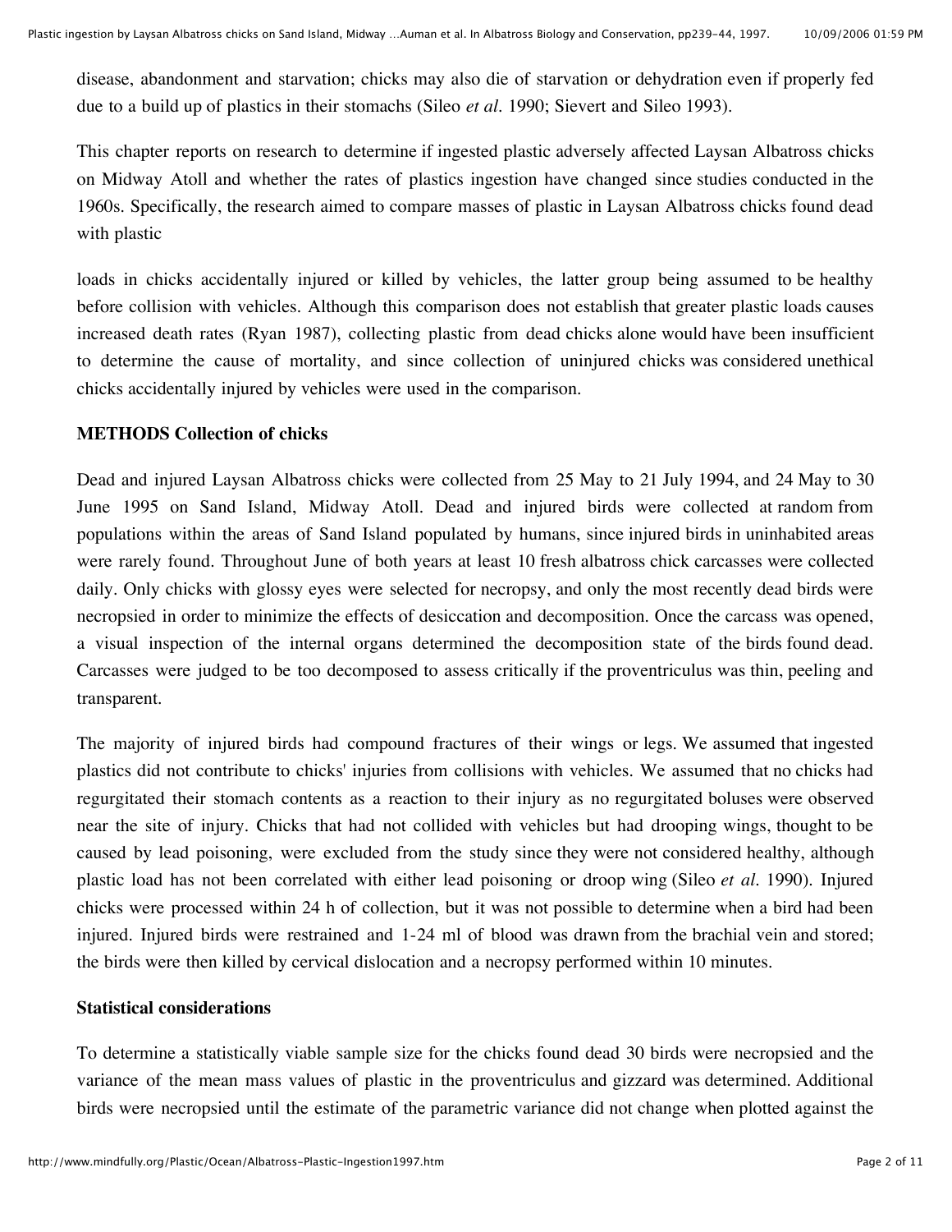disease, abandonment and starvation; chicks may also die of starvation or dehydration even if properly fed due to a build up of plastics in their stomachs (Sileo *et al*. 1990; Sievert and Sileo 1993).

This chapter reports on research to determine if ingested plastic adversely affected Laysan Albatross chicks on Midway Atoll and whether the rates of plastics ingestion have changed since studies conducted in the 1960s. Specifically, the research aimed to compare masses of plastic in Laysan Albatross chicks found dead with plastic

loads in chicks accidentally injured or killed by vehicles, the latter group being assumed to be healthy before collision with vehicles. Although this comparison does not establish that greater plastic loads causes increased death rates (Ryan 1987), collecting plastic from dead chicks alone would have been insufficient to determine the cause of mortality, and since collection of uninjured chicks was considered unethical chicks accidentally injured by vehicles were used in the comparison.

**METHODS Collection of chicks**

Dead and injured Laysan Albatross chicks were collected from 25 May to 21 July 1994, and 24 May to 30 June 1995 on Sand Island, Midway Atoll. Dead and injured birds were collected at random from populations within the areas of Sand Island populated by humans, since injured birds in uninhabited areas were rarely found. Throughout June of both years at least 10 fresh albatross chick carcasses were collected daily. Only chicks with glossy eyes were selected for necropsy, and only the most recently dead birds were necropsied in order to minimize the effects of desiccation and decomposition. Once the carcass was opened, a visual inspection of the internal organs determined the decomposition state of the birds found dead. Carcasses were judged to be too decomposed to assess critically if the proventriculus was thin, peeling and transparent.

The majority of injured birds had compound fractures of their wings or legs. We assumed that ingested plastics did not contribute to chicks' injuries from collisions with vehicles. We assumed that no chicks had regurgitated their stomach contents as a reaction to their injury as no regurgitated boluses were observed near the site of injury. Chicks that had not collided with vehicles but had drooping wings, thought to be caused by lead poisoning, were excluded from the study since they were not considered healthy, although plastic load has not been correlated with either lead poisoning or droop wing (Sileo *et al*. 1990). Injured chicks were processed within 24 h of collection, but it was not possible to determine when a bird had been injured. Injured birds were restrained and 1-24 ml of blood was drawn from the brachial vein and stored; the birds were then killed by cervical dislocation and a necropsy performed within 10 minutes.

**Statistical considerations**

To determine a statistically viable sample size for the chicks found dead 30 birds were necropsied and the variance of the mean mass values of plastic in the proventriculus and gizzard was determined. Additional birds were necropsied until the estimate of the parametric variance did not change when plotted against the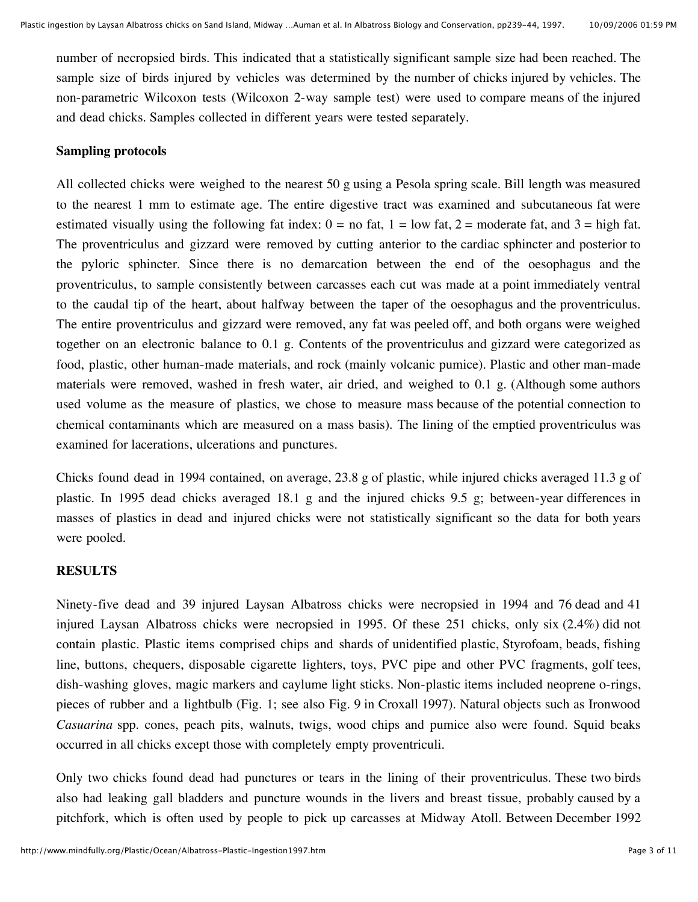number of necropsied birds. This indicated that a statistically significant sample size had been reached. The sample size of birds injured by vehicles was determined by the number of chicks injured by vehicles. The non-parametric Wilcoxon tests (Wilcoxon 2-way sample test) were used to compare means of the injured and dead chicks. Samples collected in different years were tested separately.

**Sampling protocols**

All collected chicks were weighed to the nearest 50 g using a Pesola spring scale. Bill length was measured to the nearest 1 mm to estimate age. The entire digestive tract was examined and subcutaneous fat were estimated visually using the following fat index: 0 = no fat, 1 = low fat, 2 = moderate fat, and 3 = high fat. The proventriculus and gizzard were removed by cutting anterior to the cardiac sphincter and posterior to the pyloric sphincter. Since there is no demarcation between the end of the oesophagus and the proventriculus, to sample consistently between carcasses each cut was made at a point immediately ventral to the caudal tip of the heart, about halfway between the taper of the oesophagus and the proventriculus. The entire proventriculus and gizzard were removed, any fat was peeled off, and both organs were weighed together on an electronic balance to 0.1 g. Contents of the proventriculus and gizzard were categorized as food, plastic, other human-made materials, and rock (mainly volcanic pumice). Plastic and other man-made materials were removed, washed in fresh water, air dried, and weighed to 0.1 g. (Although some authors used volume as the measure of plastics, we chose to measure mass because of the potential connection to chemical contaminants which are measured on a mass basis). The lining of the emptied proventriculus was examined for lacerations, ulcerations and punctures.

Chicks found dead in 1994 contained, on average, 23.8 g of plastic, while injured chicks averaged 11.3 g of plastic. In 1995 dead chicks averaged 18.1 g and the injured chicks 9.5 g; between-year differences in masses of plastics in dead and injured chicks were not statistically significant so the data for both years were pooled.

**RESULTS**

Ninety-five dead and 39 injured Laysan Albatross chicks were necropsied in 1994 and 76 dead and 41 injured Laysan Albatross chicks were necropsied in 1995. Of these 251 chicks, only six (2.4%) did not contain plastic. Plastic items comprised chips and shards of unidentified plastic, Styrofoam, beads, fishing line, buttons, chequers, disposable cigarette lighters, toys, PVC pipe and other PVC fragments, golf tees, dish-washing gloves, magic markers and caylume light sticks. Non-plastic items included neoprene o-rings, pieces of rubber and a lightbulb (Fig. 1; see also Fig. 9 in Croxall 1997). Natural objects such as Ironwood *Casuarina* spp. cones, peach pits, walnuts, twigs, wood chips and pumice also were found. Squid beaks occurred in all chicks except those with completely empty proventriculi.

Only two chicks found dead had punctures or tears in the lining of their proventriculus. These two birds also had leaking gall bladders and puncture wounds in the livers and breast tissue, probably caused by a pitchfork, which is often used by people to pick up carcasses at Midway Atoll. Between December 1992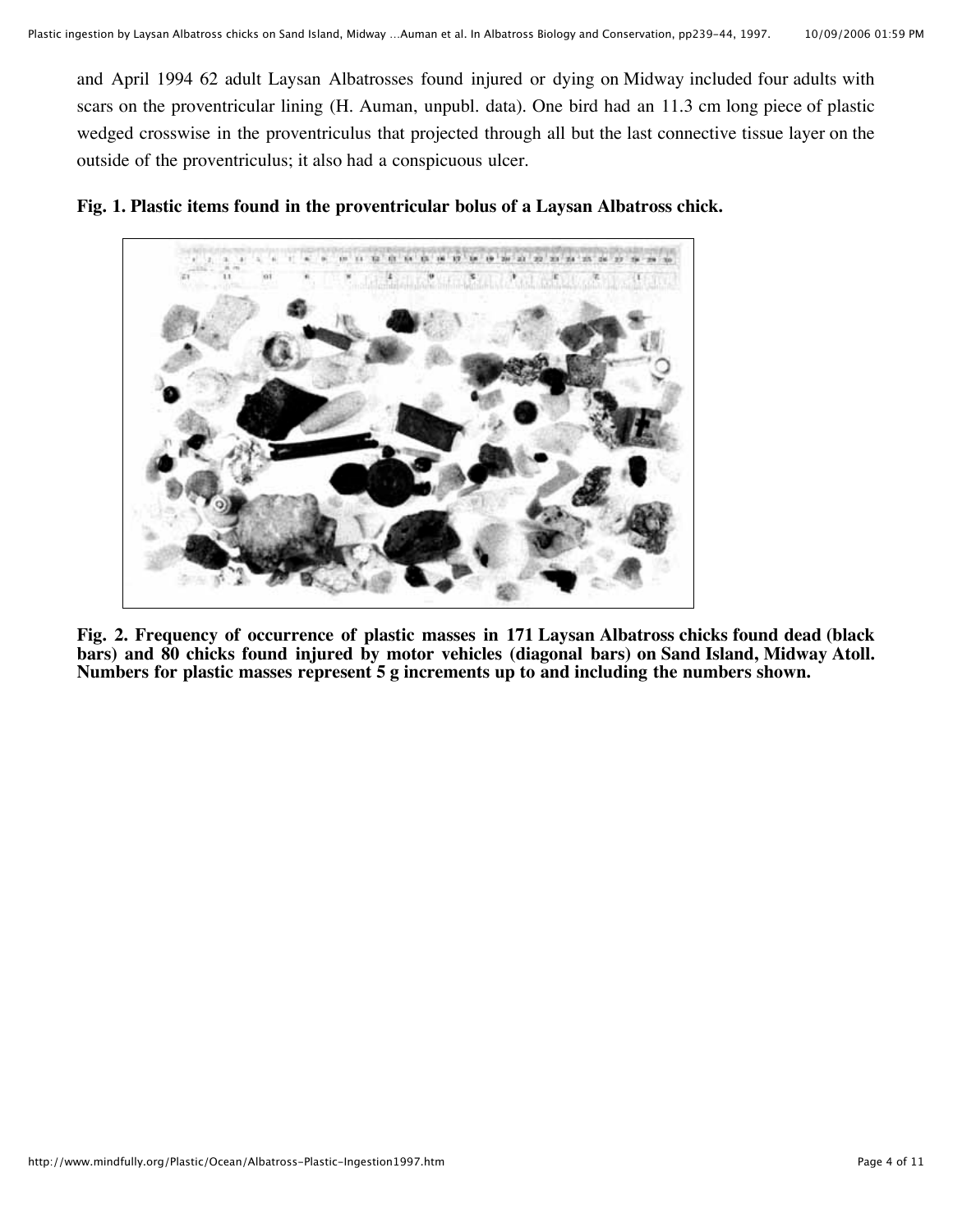and April 1994 62 adult Laysan Albatrosses found injured or dying on Midway included four adults with scars on the proventricular lining (H. Auman, unpubl. data). One bird had an 11.3 cm long piece of plastic wedged crosswise in the proventriculus that projected through all but the last connective tissue layer on the outside of the proventriculus; it also had a conspicuous ulcer.

**Fig. 1. Plastic items found in the proventricular bolus of a Laysan Albatross chick.**

**Fig. 2. Frequency of occurrence of plastic masses in 171 Laysan Albatross chicks found dead (black bars) and 80 chicks found injured by motor vehicles (diagonal bars) on Sand Island, Midway Atoll. Numbers for plastic masses represent 5 g increments up to and including the numbers shown.**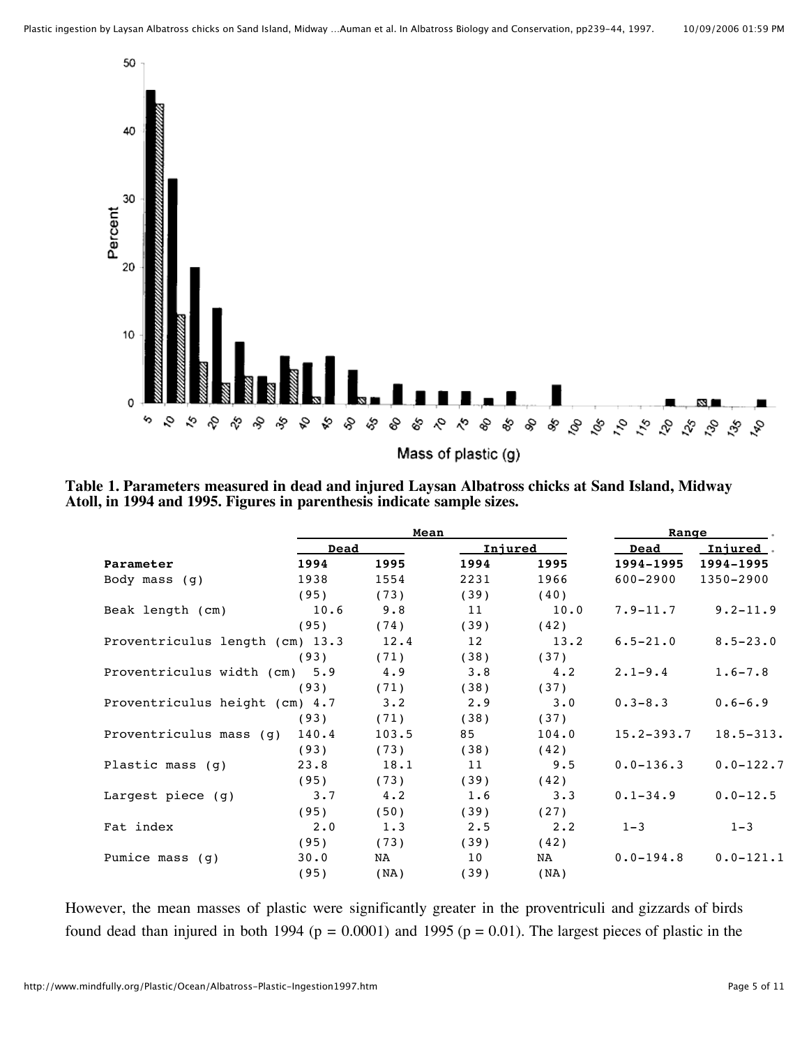Percent

50
40
30
20
10
0

5 10 15 20 25 30 35 40 45 50 55 60 65 70 75 80 85 90 95 100 105 110 115 120 125 130 135 140

Mass of plastic (g)

**Table 1. Parameters measured in dead and injured Laysan Albatross chicks at Sand Island, Midway Atoll, in 1994 and 1995. Figures in parenthesis indicate sample sizes.**

| | Mean | | | | Range | |
|---|---|---|---|---|---|---|
| | Dead | | Injured | | Dead | Injured |
| Parameter | 1994 | 1995 | 1994 | 1995 | 1994–1995 | 1994–1995 |
| Body mass (g) | 1938 (95) | 1554 (73) | 2231 (39) | 1966 (40) | 600–2900 | 1350–2900 |
| Beak length (cm) | 10.6 (95) | 9.8 (74) | 11 (39) | 10.0 (42) | 7.9–11.7 | 9.2–11.9 |
| Proventriculus length (cm) | 13.3 (93) | 12.4 (71) | 12 (38) | 13.2 (37) | 6.5–21.0 | 8.5–23.0 |
| Proventriculus width (cm) | 5.9 (93) | 4.9 (71) | 3.8 (38) | 4.2 (37) | 2.1–9.4 | 1.6–7.8 |
| Proventriculus height (cm) | 4.7 (93) | 3.2 (71) | 2.9 (38) | 3.0 (37) | 0.3–8.3 | 0.6–6.9 |
| Proventriculus mass (g) | 140.4 (93) | 103.5 (73) | 85 (38) | 104.0 (42) | 15.2–393.7 | 18.5–313. |
| Plastic mass (g) | 23.8 (95) | 18.1 (73) | 11 (39) | 9.5 (42) | 0.0–136.3 | 0.0–122.7 |
| Largest piece (g) | 3.7 (95) | 4.2 (50) | 1.6 (39) | 3.3 (27) | 0.1–34.9 | 0.0–12.5 |
| Fat index | 2.0 (95) | 1.3 (73) | 2.5 (39) | 2.2 (42) | 1–3 | 1–3 |
| Pumice mass (g) | 30.0 (95) | NA (NA) | 10 (39) | NA (NA) | 0.0–194.8 | 0.0–121.1 |

However, the mean masses of plastic were significantly greater in the proventriculi and gizzards of birds found dead than injured in both 1994 ($p = 0.0001$) and 1995 ($p = 0.01$). The largest pieces of plastic in the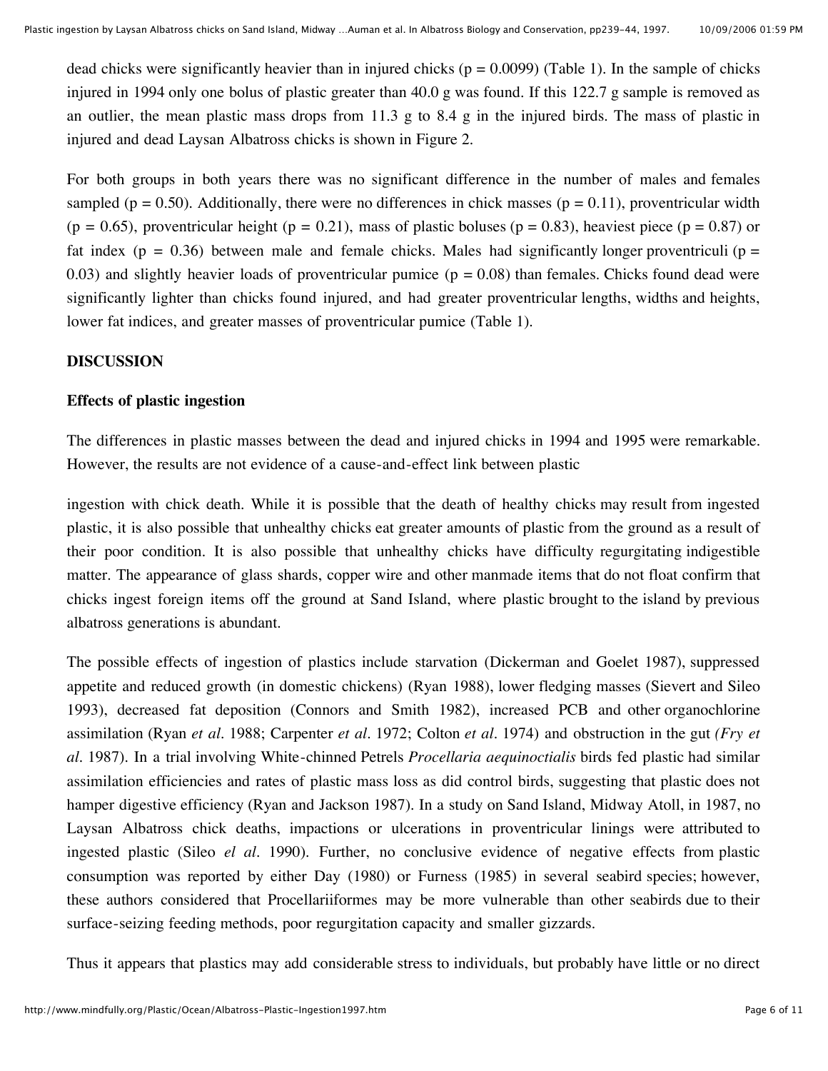dead chicks were significantly heavier than in injured chicks ($p = 0.0099$) (Table 1). In the sample of chicks injured in 1994 only one bolus of plastic greater than 40.0 g was found. If this 122.7 g sample is removed as an outlier, the mean plastic mass drops from 11.3 g to 8.4 g in the injured birds. The mass of plastic in injured and dead Laysan Albatross chicks is shown in Figure 2.

For both groups in both years there was no significant difference in the number of males and females sampled ($p = 0.50$). Additionally, there were no differences in chick masses ($p = 0.11$), proventricular width ($p = 0.65$), proventricular height ($p = 0.21$), mass of plastic boluses ($p = 0.83$), heaviest piece ($p = 0.87$) or fat index ($p = 0.36$) between male and female chicks. Males had significantly longer proventriculi ($p = 0.03$) and slightly heavier loads of proventricular pumice ($p = 0.08$) than females. Chicks found dead were significantly lighter than chicks found injured, and had greater proventricular lengths, widths and heights, lower fat indices, and greater masses of proventricular pumice (Table 1).

## DISCUSSION

### Effects of plastic ingestion

The differences in plastic masses between the dead and injured chicks in 1994 and 1995 were remarkable. However, the results are not evidence of a cause-and-effect link between plastic ingestion with chick death. While it is possible that the death of healthy chicks may result from ingested plastic, it is also possible that unhealthy chicks eat greater amounts of plastic from the ground as a result of their poor condition. It is also possible that unhealthy chicks have difficulty regurgitating indigestible matter. The appearance of glass shards, copper wire and other manmade items that do not float confirm that chicks ingest foreign items off the ground at Sand Island, where plastic brought to the island by previous albatross generations is abundant.

The possible effects of ingestion of plastics include starvation (Dickerman and Goelet 1987), suppressed appetite and reduced growth (in domestic chickens) (Ryan 1988), lower fledging masses (Sievert and Sileo 1993), decreased fat deposition (Connors and Smith 1982), increased PCB and other organochlorine assimilation (Ryan *et al.* 1988; Carpenter *et al.* 1972; Colton *et al.* 1974) and obstruction in the gut *(Fry et al.* 1987). In a trial involving White-chinned Petrels *Procellaria aequinoctialis* birds fed plastic had similar assimilation efficiencies and rates of plastic mass loss as did control birds, suggesting that plastic does not hamper digestive efficiency (Ryan and Jackson 1987). In a study on Sand Island, Midway Atoll, in 1987, no Laysan Albatross chick deaths, impactions or ulcerations in proventricular linings were attributed to ingested plastic (Sileo *el al.* 1990). Further, no conclusive evidence of negative effects from plastic consumption was reported by either Day (1980) or Furness (1985) in several seabird species; however, these authors considered that Procellariiformes may be more vulnerable than other seabirds due to their surface-seizing feeding methods, poor regurgitation capacity and smaller gizzards.

Thus it appears that plastics may add considerable stress to individuals, but probably have little or no direct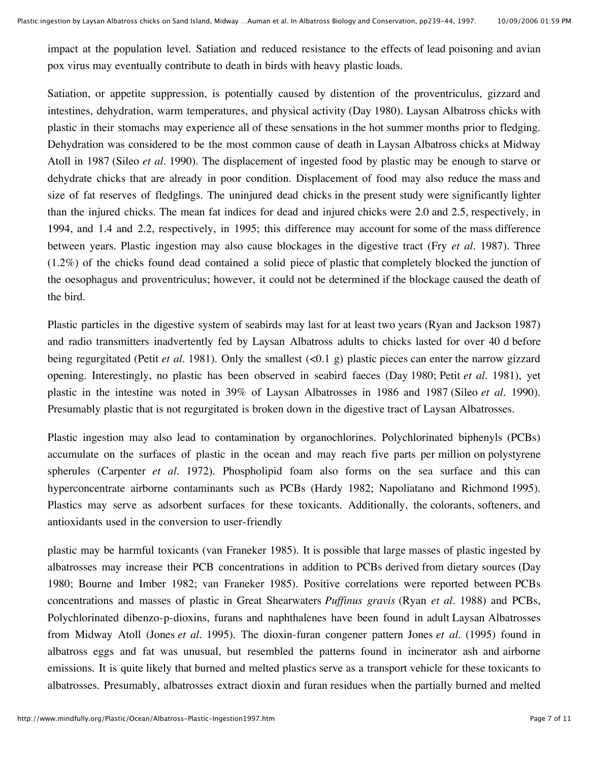impact at the population level. Satiation and reduced resistance to the effects of lead poisoning and avian pox virus may eventually contribute to death in birds with heavy plastic loads.

Satiation, or appetite suppression, is potentially caused by distention of the proventriculus, gizzard and intestines, dehydration, warm temperatures, and physical activity (Day 1980). Laysan Albatross chicks with plastic in their stomachs may experience all of these sensations in the hot summer months prior to fledging. Dehydration was considered to be the most common cause of death in Laysan Albatross chicks at Midway Atoll in 1987 (Sileo *et al*. 1990). The displacement of ingested food by plastic may be enough to starve or dehydrate chicks that are already in poor condition. Displacement of food may also reduce the mass and size of fat reserves of fledglings. The uninjured dead chicks in the present study were significantly lighter than the injured chicks. The mean fat indices for dead and injured chicks were 2.0 and 2.5, respectively, in 1994, and 1.4 and 2.2, respectively, in 1995; this difference may account for some of the mass difference between years. Plastic ingestion may also cause blockages in the digestive tract (Fry *et al*. 1987). Three (1.2%) of the chicks found dead contained a solid piece of plastic that completely blocked the junction of the oesophagus and proventriculus; however, it could not be determined if the blockage caused the death of the bird.

Plastic particles in the digestive system of seabirds may last for at least two years (Ryan and Jackson 1987) and radio transmitters inadvertently fed by Laysan Albatross adults to chicks lasted for over 40 d before being regurgitated (Petit *et al*. 1981). Only the smallest (<0.1 g) plastic pieces can enter the narrow gizzard opening. Interestingly, no plastic has been observed in seabird faeces (Day 1980; Petit *et al*. 1981), yet plastic in the intestine was noted in 39% of Laysan Albatrosses in 1986 and 1987 (Sileo *et al*. 1990). Presumably plastic that is not regurgitated is broken down in the digestive tract of Laysan Albatrosses.

Plastic ingestion may also lead to contamination by organochlorines. Polychlorinated biphenyls (PCBs) accumulate on the surfaces of plastic in the ocean and may reach five parts per million on polystyrene spherules (Carpenter *et al*. 1972). Phospholipid foam also forms on the sea surface and this can hyperconcentrate airborne contaminants such as PCBs (Hardy 1982; Napoliatano and Richmond 1995). Plastics may serve as adsorbent surfaces for these toxicants. Additionally, the colorants, softeners, and antioxidants used in the conversion to user-friendly plastic may be harmful toxicants (van Franeker 1985). It is possible that large masses of plastic ingested by albatrosses may increase their PCB concentrations in addition to PCBs derived from dietary sources (Day 1980; Bourne and Imber 1982; van Franeker 1985). Positive correlations were reported between PCBs concentrations and masses of plastic in Great Shearwaters *Puffinus gravis* (Ryan *et al*. 1988) and PCBs, Polychlorinated dibenzo-p-dioxins, furans and naphthalenes have been found in adult Laysan Albatrosses from Midway Atoll (Jones *et al*. 1995). The dioxin-furan congener pattern Jones *et al*. (1995) found in albatross eggs and fat was unusual, but resembled the patterns found in incinerator ash and airborne emissions. It is quite likely that burned and melted plastics serve as a transport vehicle for these toxicants to albatrosses. Presumably, albatrosses extract dioxin and furan residues when the partially burned and melted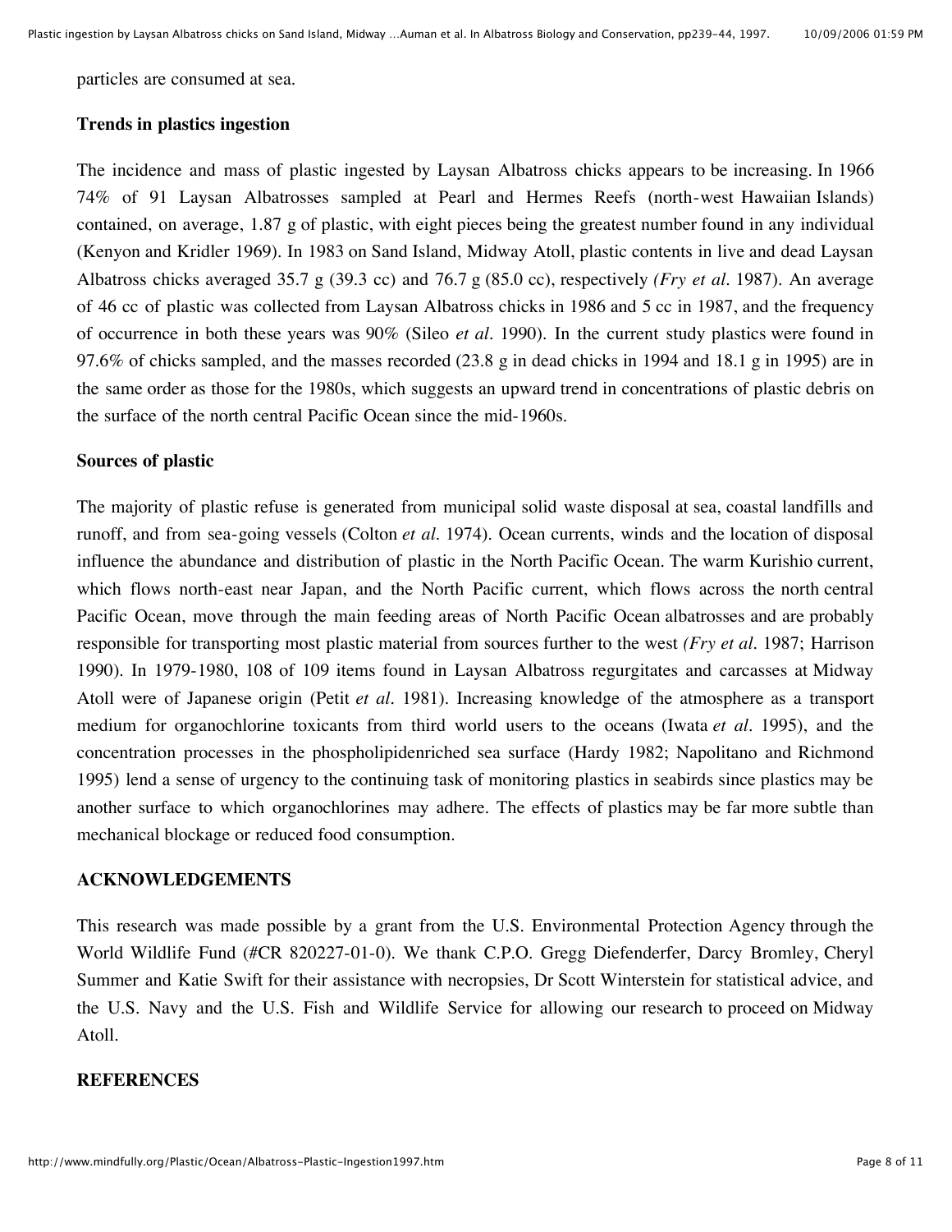particles are consumed at sea.

**Trends in plastics ingestion**

The incidence and mass of plastic ingested by Laysan Albatross chicks appears to be increasing. In 1966 74% of 91 Laysan Albatrosses sampled at Pearl and Hermes Reefs (north-west Hawaiian Islands) contained, on average, 1.87 g of plastic, with eight pieces being the greatest number found in any individual (Kenyon and Kridler 1969). In 1983 on Sand Island, Midway Atoll, plastic contents in live and dead Laysan Albatross chicks averaged 35.7 g (39.3 cc) and 76.7 g (85.0 cc), respectively *(Fry et al.* 1987). An average of 46 cc of plastic was collected from Laysan Albatross chicks in 1986 and 5 cc in 1987, and the frequency of occurrence in both these years was 90% (Sileo *et al.* 1990). In the current study plastics were found in 97.6% of chicks sampled, and the masses recorded (23.8 g in dead chicks in 1994 and 18.1 g in 1995) are in the same order as those for the 1980s, which suggests an upward trend in concentrations of plastic debris on the surface of the north central Pacific Ocean since the mid-1960s.

**Sources of plastic**

The majority of plastic refuse is generated from municipal solid waste disposal at sea, coastal landfills and runoff, and from sea-going vessels (Colton *et al.* 1974). Ocean currents, winds and the location of disposal influence the abundance and distribution of plastic in the North Pacific Ocean. The warm Kurishio current, which flows north-east near Japan, and the North Pacific current, which flows across the north central Pacific Ocean, move through the main feeding areas of North Pacific Ocean albatrosses and are probably responsible for transporting most plastic material from sources further to the west *(Fry et al.* 1987; Harrison 1990). In 1979-1980, 108 of 109 items found in Laysan Albatross regurgitates and carcasses at Midway Atoll were of Japanese origin (Petit *et al.* 1981). Increasing knowledge of the atmosphere as a transport medium for organochlorine toxicants from third world users to the oceans (Iwata *et al.* 1995), and the concentration processes in the phospholipidenriched sea surface (Hardy 1982; Napolitano and Richmond 1995) lend a sense of urgency to the continuing task of monitoring plastics in seabirds since plastics may be another surface to which organochlorines may adhere. The effects of plastics may be far more subtle than mechanical blockage or reduced food consumption.

**ACKNOWLEDGEMENTS**

This research was made possible by a grant from the U.S. Environmental Protection Agency through the World Wildlife Fund (#CR 820227-01-0). We thank C.P.O. Gregg Diefenderfer, Darcy Bromley, Cheryl Summer and Katie Swift for their assistance with necropsies, Dr Scott Winterstein for statistical advice, and the U.S. Navy and the U.S. Fish and Wildlife Service for allowing our research to proceed on Midway Atoll.

**REFERENCES**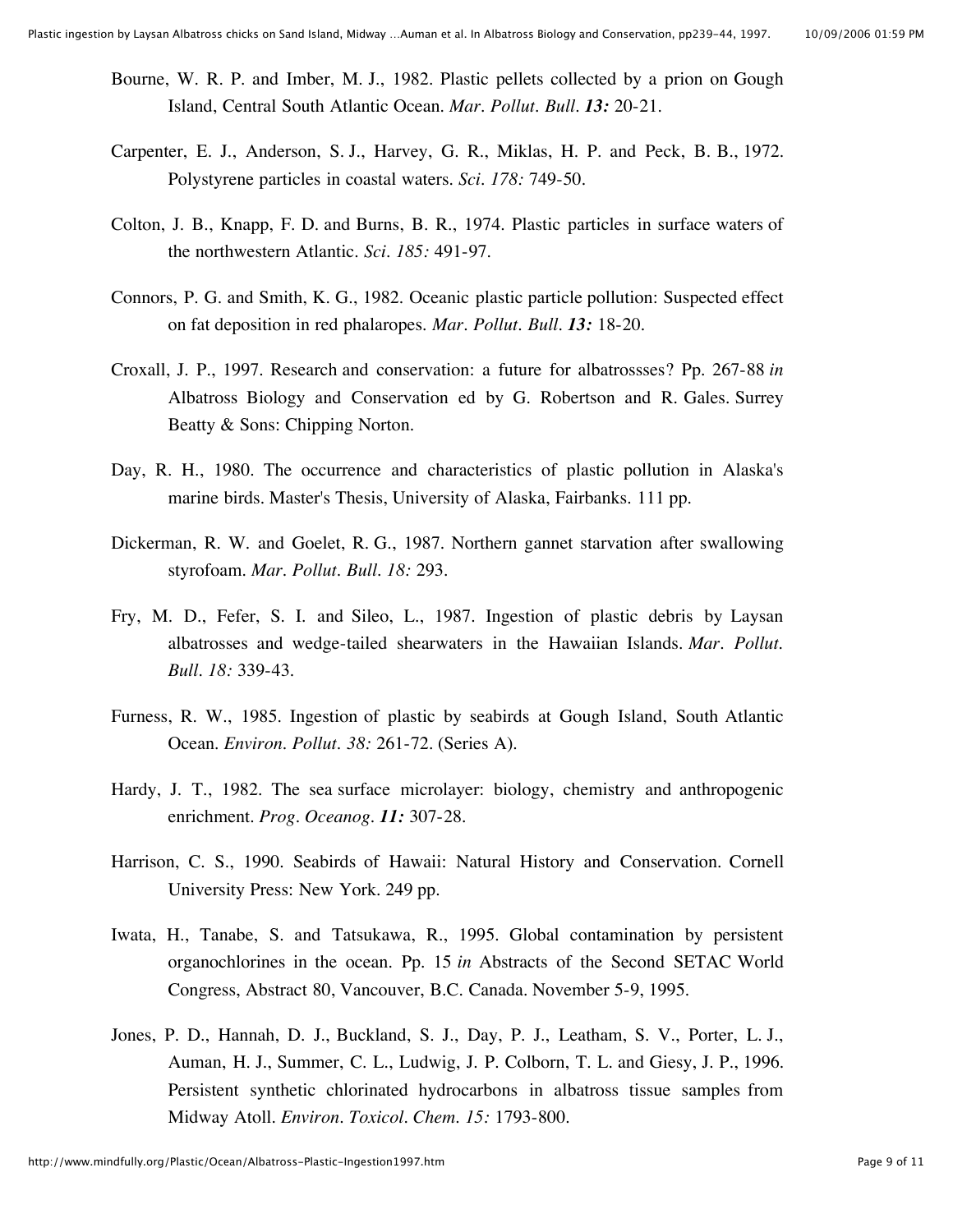Bourne, W. R. P. and Imber, M. J., 1982. Plastic pellets collected by a prion on Gough Island, Central South Atlantic Ocean. *Mar. Pollut. Bull.* ***13:*** 20-21.

Carpenter, E. J., Anderson, S. J., Harvey, G. R., Miklas, H. P. and Peck, B. B., 1972. Polystyrene particles in coastal waters. *Sci. 178:* 749-50.

Colton, J. B., Knapp, F. D. and Burns, B. R., 1974. Plastic particles in surface waters of the northwestern Atlantic. *Sci. 185:* 491-97.

Connors, P. G. and Smith, K. G., 1982. Oceanic plastic particle pollution: Suspected effect on fat deposition in red phalaropes. *Mar. Pollut. Bull.* ***13:*** 18-20.

Croxall, J. P., 1997. Research and conservation: a future for albatrossses? Pp. 267-88 *in* Albatross Biology and Conservation ed by G. Robertson and R. Gales. Surrey Beatty & Sons: Chipping Norton.

Day, R. H., 1980. The occurrence and characteristics of plastic pollution in Alaska's marine birds. Master's Thesis, University of Alaska, Fairbanks. 111 pp.

Dickerman, R. W. and Goelet, R. G., 1987. Northern gannet starvation after swallowing styrofoam. *Mar. Pollut. Bull. 18:* 293.

Fry, M. D., Fefer, S. I. and Sileo, L., 1987. Ingestion of plastic debris by Laysan albatrosses and wedge-tailed shearwaters in the Hawaiian Islands. *Mar. Pollut. Bull. 18:* 339-43.

Furness, R. W., 1985. Ingestion of plastic by seabirds at Gough Island, South Atlantic Ocean. *Environ. Pollut. 38:* 261-72. (Series A).

Hardy, J. T., 1982. The sea surface microlayer: biology, chemistry and anthropogenic enrichment. *Prog. Oceanog.* ***11:*** 307-28.

Harrison, C. S., 1990. Seabirds of Hawaii: Natural History and Conservation. Cornell University Press: New York. 249 pp.

Iwata, H., Tanabe, S. and Tatsukawa, R., 1995. Global contamination by persistent organochlorines in the ocean. Pp. 15 *in* Abstracts of the Second SETAC World Congress, Abstract 80, Vancouver, B.C. Canada. November 5-9, 1995.

Jones, P. D., Hannah, D. J., Buckland, S. J., Day, P. J., Leatham, S. V., Porter, L. J., Auman, H. J., Summer, C. L., Ludwig, J. P. Colborn, T. L. and Giesy, J. P., 1996. Persistent synthetic chlorinated hydrocarbons in albatross tissue samples from Midway Atoll. *Environ. Toxicol. Chem. 15:* 1793-800.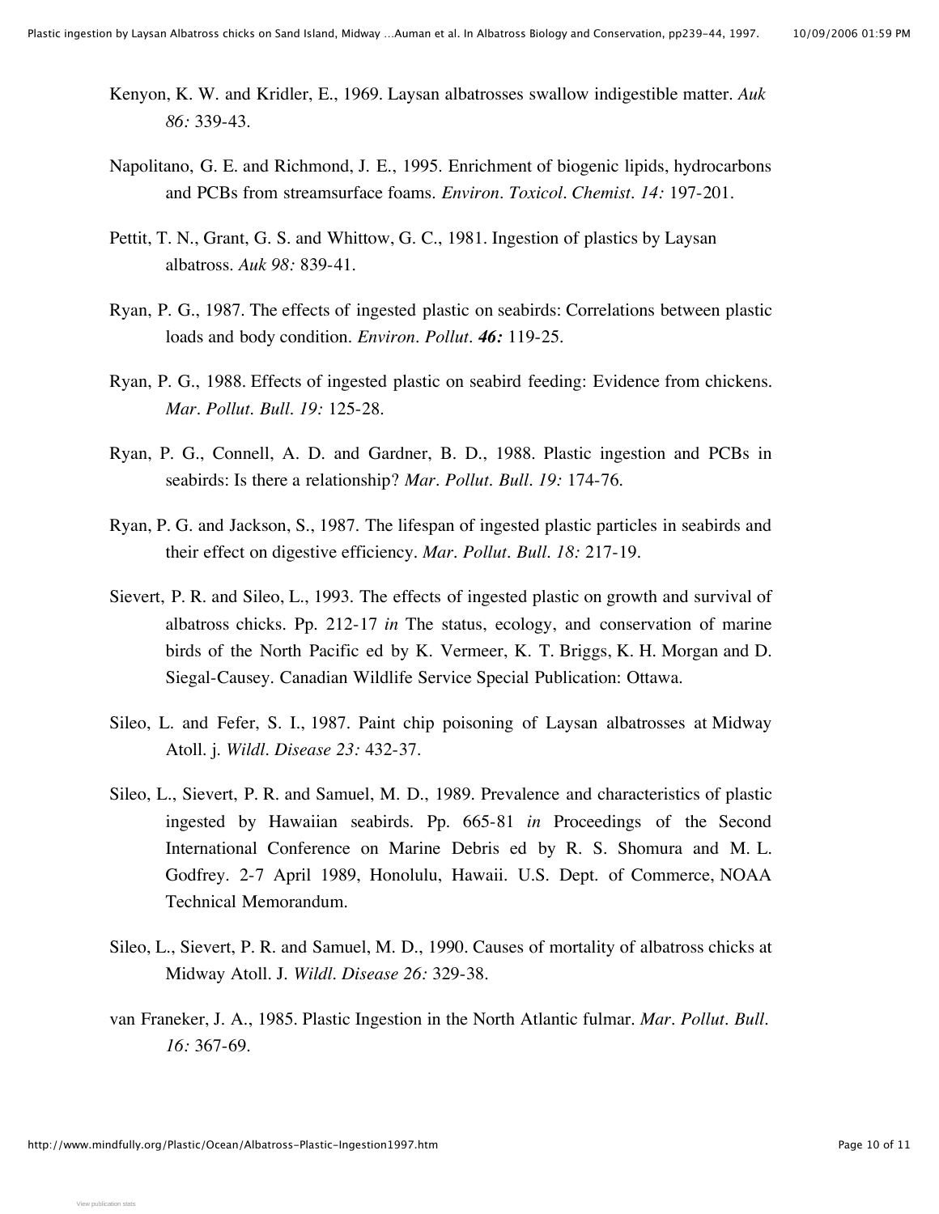Kenyon, K. W. and Kridler, E., 1969. Laysan albatrosses swallow indigestible matter. *Auk 86:* 339-43.

Napolitano, G. E. and Richmond, J. E., 1995. Enrichment of biogenic lipids, hydrocarbons and PCBs from streamsurface foams. *Environ. Toxicol. Chemist. 14:* 197-201.

Pettit, T. N., Grant, G. S. and Whittow, G. C., 1981. Ingestion of plastics by Laysan albatross. *Auk 98:* 839-41.

Ryan, P. G., 1987. The effects of ingested plastic on seabirds: Correlations between plastic loads and body condition. *Environ. Pollut.* ***46:*** 119-25.

Ryan, P. G., 1988. Effects of ingested plastic on seabird feeding: Evidence from chickens. *Mar. Pollut. Bull. 19:* 125-28.

Ryan, P. G., Connell, A. D. and Gardner, B. D., 1988. Plastic ingestion and PCBs in seabirds: Is there a relationship? *Mar. Pollut. Bull. 19:* 174-76.

Ryan, P. G. and Jackson, S., 1987. The lifespan of ingested plastic particles in seabirds and their effect on digestive efficiency. *Mar. Pollut. Bull. 18:* 217-19.

Sievert, P. R. and Sileo, L., 1993. The effects of ingested plastic on growth and survival of albatross chicks. Pp. 212-17 *in* The status, ecology, and conservation of marine birds of the North Pacific ed by K. Vermeer, K. T. Briggs, K. H. Morgan and D. Siegal-Causey. Canadian Wildlife Service Special Publication: Ottawa.

Sileo, L. and Fefer, S. I., 1987. Paint chip poisoning of Laysan albatrosses at Midway Atoll. j. *Wildl. Disease 23:* 432-37.

Sileo, L., Sievert, P. R. and Samuel, M. D., 1989. Prevalence and characteristics of plastic ingested by Hawaiian seabirds. Pp. 665-81 *in* Proceedings of the Second International Conference on Marine Debris ed by R. S. Shomura and M. L. Godfrey. 2-7 April 1989, Honolulu, Hawaii. U.S. Dept. of Commerce, NOAA Technical Memorandum.

Sileo, L., Sievert, P. R. and Samuel, M. D., 1990. Causes of mortality of albatross chicks at Midway Atoll. J. *Wildl. Disease 26:* 329-38.

van Franeker, J. A., 1985. Plastic Ingestion in the North Atlantic fulmar. *Mar. Pollut. Bull. 16:* 367-69.